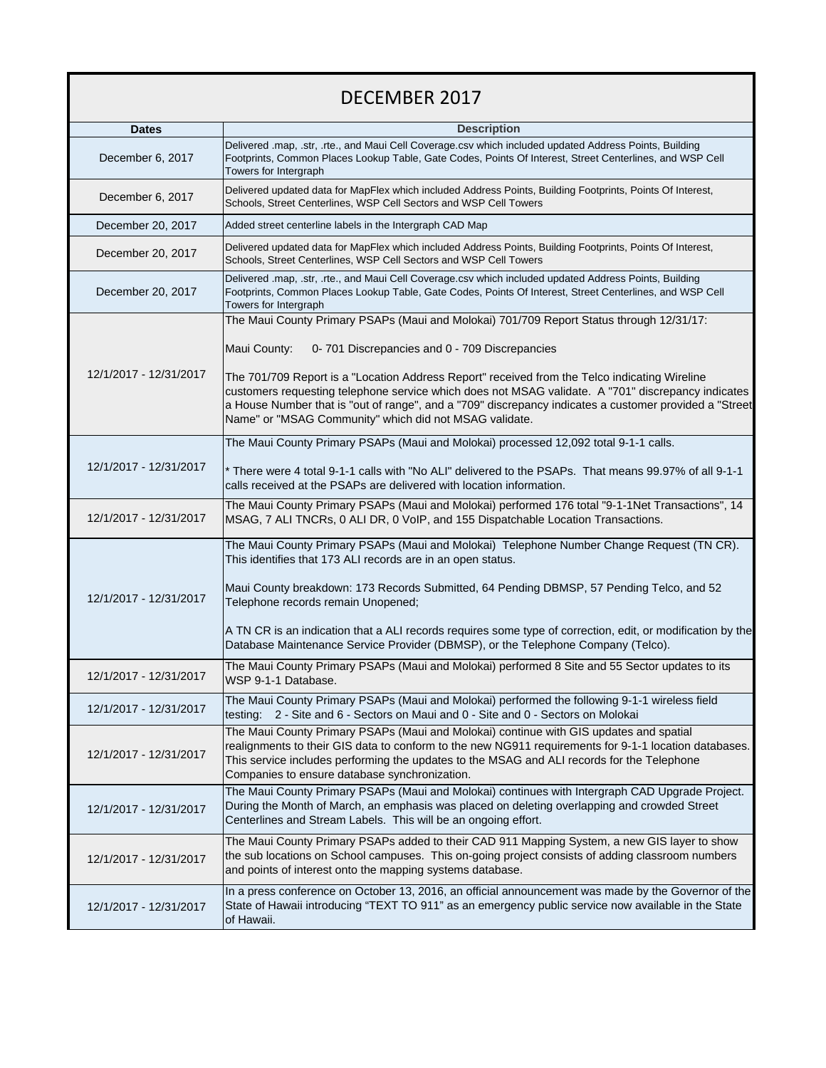# DECEMBER 2017

| Dates | Description |
|---|---|
| December 6, 2017 | Delivered .map, .str, .rte., and Maui Cell Coverage.csv which included updated Address Points, Building Footprints, Common Places Lookup Table, Gate Codes, Points Of Interest, Street Centerlines, and WSP Cell Towers for Intergraph |
| December 6, 2017 | Delivered updated data for MapFlex which included Address Points, Building Footprints, Points Of Interest, Schools, Street Centerlines, WSP Cell Sectors and WSP Cell Towers |
| December 20, 2017 | Added street centerline labels in the Intergraph CAD Map |
| December 20, 2017 | Delivered updated data for MapFlex which included Address Points, Building Footprints, Points Of Interest, Schools, Street Centerlines, WSP Cell Sectors and WSP Cell Towers |
| December 20, 2017 | Delivered .map, .str, .rte., and Maui Cell Coverage.csv which included updated Address Points, Building Footprints, Common Places Lookup Table, Gate Codes, Points Of Interest, Street Centerlines, and WSP Cell Towers for Intergraph |
| 12/1/2017 - 12/31/2017 | The Maui County Primary PSAPs (Maui and Molokai) 701/709 Report Status through 12/31/17:<br><br>Maui County: 0- 701 Discrepancies and 0 - 709 Discrepancies<br><br>The 701/709 Report is a "Location Address Report" received from the Telco indicating Wireline customers requesting telephone service which does not MSAG validate. A "701" discrepancy indicates a House Number that is "out of range", and a "709" discrepancy indicates a customer provided a "Street Name" or "MSAG Community" which did not MSAG validate. |
| 12/1/2017 - 12/31/2017 | The Maui County Primary PSAPs (Maui and Molokai) processed 12,092 total 9-1-1 calls.<br><br>* There were 4 total 9-1-1 calls with "No ALI" delivered to the PSAPs. That means 99.97% of all 9-1-1 calls received at the PSAPs are delivered with location information. |
| 12/1/2017 - 12/31/2017 | The Maui County Primary PSAPs (Maui and Molokai) performed 176 total "9-1-1Net Transactions", 14 MSAG, 7 ALI TNCRs, 0 ALI DR, 0 VoIP, and 155 Dispatchable Location Transactions. |
| 12/1/2017 - 12/31/2017 | The Maui County Primary PSAPs (Maui and Molokai) Telephone Number Change Request (TN CR). This identifies that 173 ALI records are in an open status.<br><br>Maui County breakdown: 173 Records Submitted, 64 Pending DBMSP, 57 Pending Telco, and 52 Telephone records remain Unopened;<br><br>A TN CR is an indication that a ALI records requires some type of correction, edit, or modification by the Database Maintenance Service Provider (DBMSP), or the Telephone Company (Telco). |
| 12/1/2017 - 12/31/2017 | The Maui County Primary PSAPs (Maui and Molokai) performed 8 Site and 55 Sector updates to its WSP 9-1-1 Database. |
| 12/1/2017 - 12/31/2017 | The Maui County Primary PSAPs (Maui and Molokai) performed the following 9-1-1 wireless field testing: 2 - Site and 6 - Sectors on Maui and 0 - Site and 0 - Sectors on Molokai |
| 12/1/2017 - 12/31/2017 | The Maui County Primary PSAPs (Maui and Molokai) continue with GIS updates and spatial realignments to their GIS data to conform to the new NG911 requirements for 9-1-1 location databases. This service includes performing the updates to the MSAG and ALI records for the Telephone Companies to ensure database synchronization. |
| 12/1/2017 - 12/31/2017 | The Maui County Primary PSAPs (Maui and Molokai) continues with Intergraph CAD Upgrade Project. During the Month of March, an emphasis was placed on deleting overlapping and crowded Street Centerlines and Stream Labels. This will be an ongoing effort. |
| 12/1/2017 - 12/31/2017 | The Maui County Primary PSAPs added to their CAD 911 Mapping System, a new GIS layer to show the sub locations on School campuses. This on-going project consists of adding classroom numbers and points of interest onto the mapping systems database. |
| 12/1/2017 - 12/31/2017 | In a press conference on October 13, 2016, an official announcement was made by the Governor of the State of Hawaii introducing "TEXT TO 911" as an emergency public service now available in the State of Hawaii. |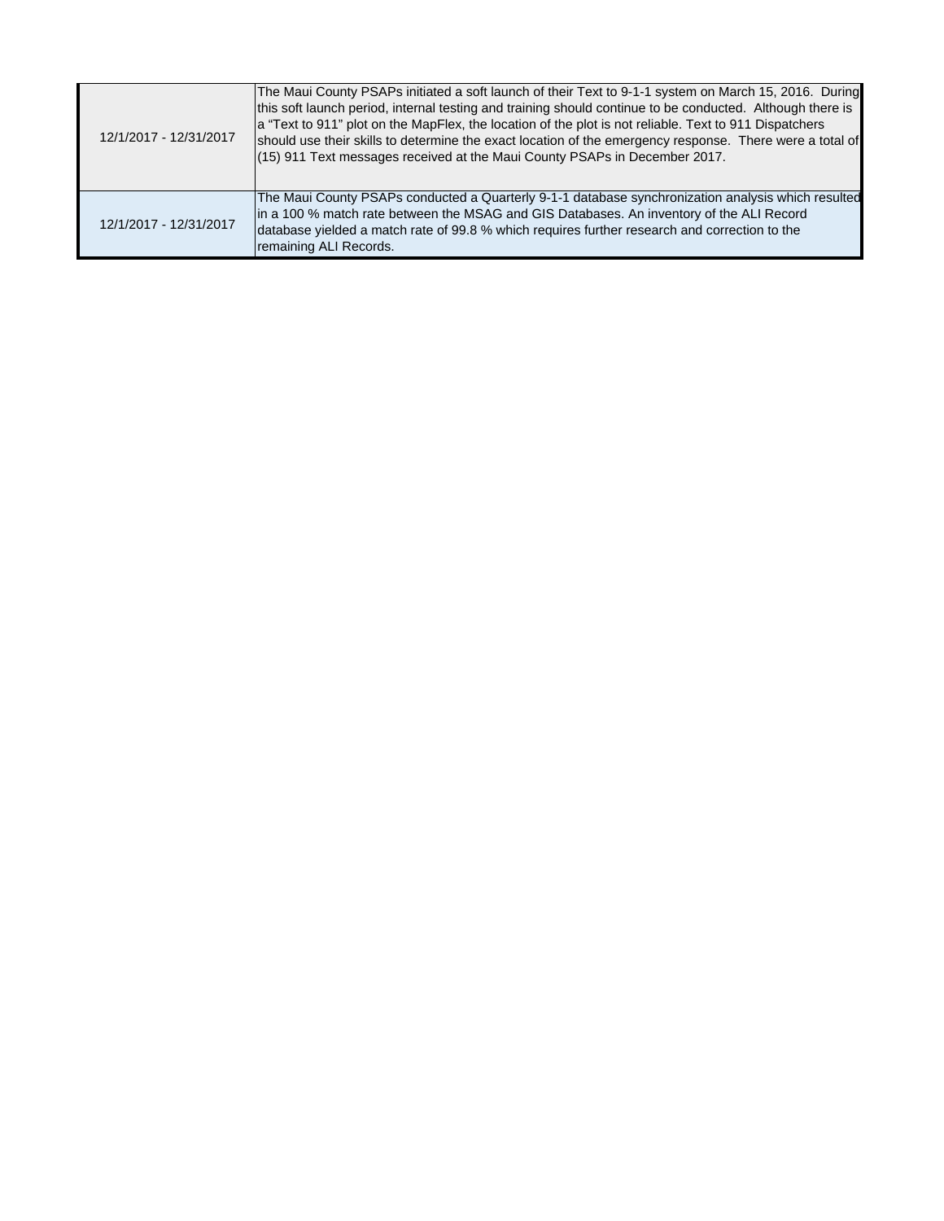| | |
|---|---|
| 12/1/2017 - 12/31/2017 | The Maui County PSAPs initiated a soft launch of their Text to 9-1-1 system on March 15, 2016. During this soft launch period, internal testing and training should continue to be conducted. Although there is a "Text to 911" plot on the MapFlex, the location of the plot is not reliable. Text to 911 Dispatchers should use their skills to determine the exact location of the emergency response. There were a total of (15) 911 Text messages received at the Maui County PSAPs in December 2017. |
| 12/1/2017 - 12/31/2017 | The Maui County PSAPs conducted a Quarterly 9-1-1 database synchronization analysis which resulted in a 100 % match rate between the MSAG and GIS Databases. An inventory of the ALI Record database yielded a match rate of 99.8 % which requires further research and correction to the remaining ALI Records. |